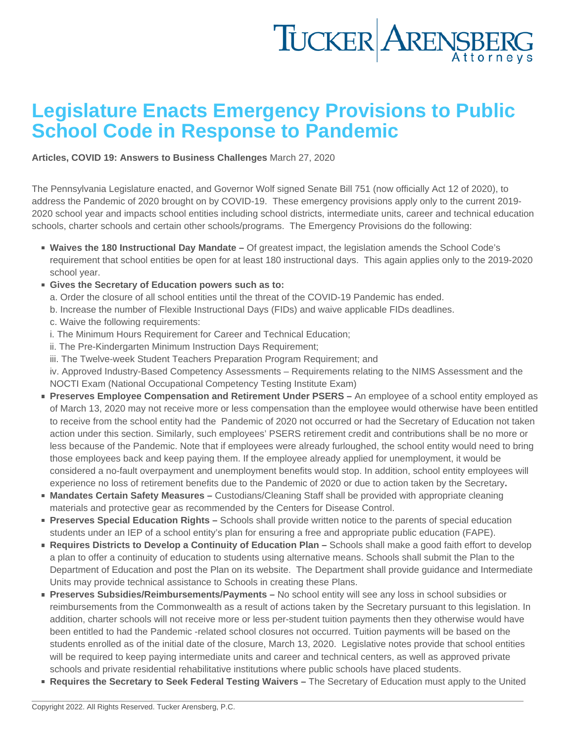# Legislature Enacts Emergency Provisions to Public School Code in Response to Pandemic

**Articles, COVID 19: Answers to Business Challenges** March 27, 2020

The Pennsylvania Legislature enacted, and Governor Wolf signed Senate Bill 751 (now officially Act 12 of 2020), to address the Pandemic of 2020 brought on by COVID-19. These emergency provisions apply only to the current 2019-2020 school year and impacts school entities including school districts, intermediate units, career and technical education schools, charter schools and certain other schools/programs. The Emergency Provisions do the following:

- **Waives the 180 Instructional Day Mandate –** Of greatest impact, the legislation amends the School Code's requirement that school entities be open for at least 180 instructional days. This again applies only to the 2019-2020 school year.
- **Gives the Secretary of Education powers such as to:**
  a. Order the closure of all school entities until the threat of the COVID-19 Pandemic has ended.
  b. Increase the number of Flexible Instructional Days (FIDs) and waive applicable FIDs deadlines.
  c. Waive the following requirements:
  i. The Minimum Hours Requirement for Career and Technical Education;
  ii. The Pre-Kindergarten Minimum Instruction Days Requirement;
  iii. The Twelve-week Student Teachers Preparation Program Requirement; and
  iv. Approved Industry-Based Competency Assessments – Requirements relating to the NIMS Assessment and the NOCTI Exam (National Occupational Competency Testing Institute Exam)
- **Preserves Employee Compensation and Retirement Under PSERS –** An employee of a school entity employed as of March 13, 2020 may not receive more or less compensation than the employee would otherwise have been entitled to receive from the school entity had the Pandemic of 2020 not occurred or had the Secretary of Education not taken action under this section. Similarly, such employees' PSERS retirement credit and contributions shall be no more or less because of the Pandemic. Note that if employees were already furloughed, the school entity would need to bring those employees back and keep paying them. If the employee already applied for unemployment, it would be considered a no-fault overpayment and unemployment benefits would stop. In addition, school entity employees will experience no loss of retirement benefits due to the Pandemic of 2020 or due to action taken by the Secretary**.**
- **Mandates Certain Safety Measures –** Custodians/Cleaning Staff shall be provided with appropriate cleaning materials and protective gear as recommended by the Centers for Disease Control.
- **Preserves Special Education Rights –** Schools shall provide written notice to the parents of special education students under an IEP of a school entity's plan for ensuring a free and appropriate public education (FAPE).
- **Requires Districts to Develop a Continuity of Education Plan –** Schools shall make a good faith effort to develop a plan to offer a continuity of education to students using alternative means. Schools shall submit the Plan to the Department of Education and post the Plan on its website. The Department shall provide guidance and Intermediate Units may provide technical assistance to Schools in creating these Plans.
- **Preserves Subsidies/Reimbursements/Payments –** No school entity will see any loss in school subsidies or reimbursements from the Commonwealth as a result of actions taken by the Secretary pursuant to this legislation. In addition, charter schools will not receive more or less per-student tuition payments then they otherwise would have been entitled to had the Pandemic -related school closures not occurred. Tuition payments will be based on the students enrolled as of the initial date of the closure, March 13, 2020. Legislative notes provide that school entities will be required to keep paying intermediate units and career and technical centers, as well as approved private schools and private residential rehabilitative institutions where public schools have placed students.
- **Requires the Secretary to Seek Federal Testing Waivers –** The Secretary of Education must apply to the United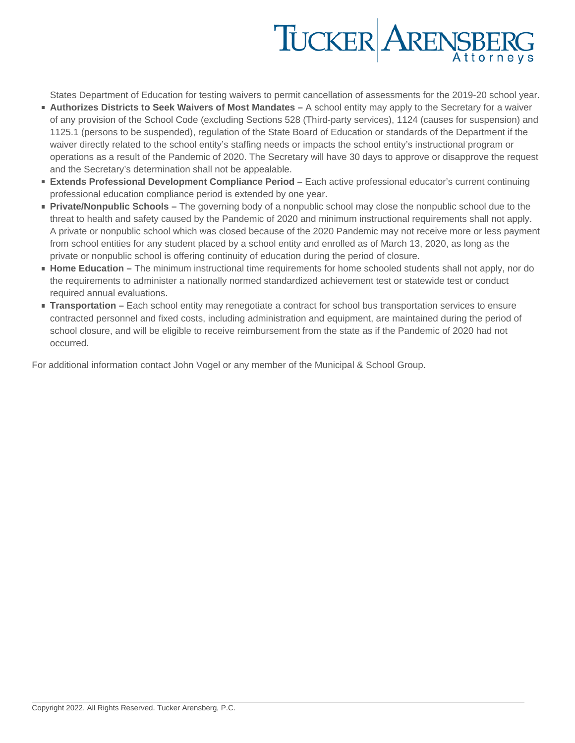States Department of Education for testing waivers to permit cancellation of assessments for the 2019-20 school year.

- **Authorizes Districts to Seek Waivers of Most Mandates –** A school entity may apply to the Secretary for a waiver of any provision of the School Code (excluding Sections 528 (Third-party services), 1124 (causes for suspension) and 1125.1 (persons to be suspended), regulation of the State Board of Education or standards of the Department if the waiver directly related to the school entity's staffing needs or impacts the school entity's instructional program or operations as a result of the Pandemic of 2020. The Secretary will have 30 days to approve or disapprove the request and the Secretary's determination shall not be appealable.
- **Extends Professional Development Compliance Period –** Each active professional educator's current continuing professional education compliance period is extended by one year.
- **Private/Nonpublic Schools –** The governing body of a nonpublic school may close the nonpublic school due to the threat to health and safety caused by the Pandemic of 2020 and minimum instructional requirements shall not apply. A private or nonpublic school which was closed because of the 2020 Pandemic may not receive more or less payment from school entities for any student placed by a school entity and enrolled as of March 13, 2020, as long as the private or nonpublic school is offering continuity of education during the period of closure.
- **Home Education –** The minimum instructional time requirements for home schooled students shall not apply, nor do the requirements to administer a nationally normed standardized achievement test or statewide test or conduct required annual evaluations.
- **Transportation –** Each school entity may renegotiate a contract for school bus transportation services to ensure contracted personnel and fixed costs, including administration and equipment, are maintained during the period of school closure, and will be eligible to receive reimbursement from the state as if the Pandemic of 2020 had not occurred.

For additional information contact John Vogel or any member of the Municipal & School Group.